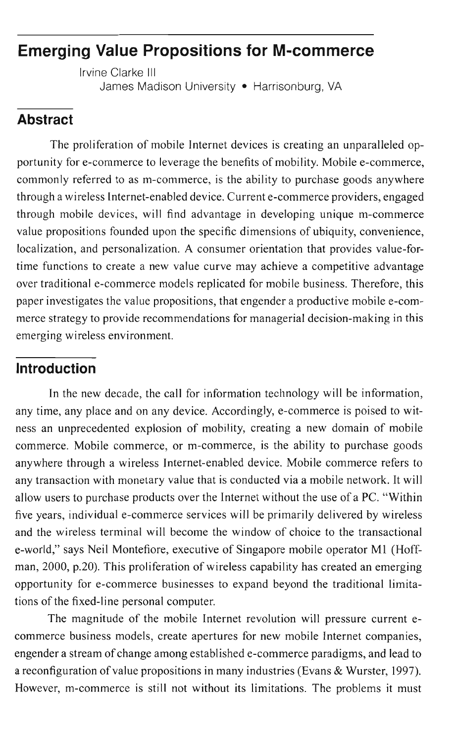# Emerging Value Propositions for M-commerce

Irvine Clarke III
James Madison University • Harrisonburg, VA

## Abstract

The proliferation of mobile Internet devices is creating an unparalleled opportunity for e-commerce to leverage the benefits of mobility. Mobile e-commerce, commonly referred to as m-commerce, is the ability to purchase goods anywhere through a wireless Internet-enabled device. Current e-commerce providers, engaged through mobile devices, will find advantage in developing unique m-commerce value propositions founded upon the specific dimensions of ubiquity, convenience, localization, and personalization. A consumer orientation that provides value-for-time functions to create a new value curve may achieve a competitive advantage over traditional e-commerce models replicated for mobile business. Therefore, this paper investigates the value propositions, that engender a productive mobile e-commerce strategy to provide recommendations for managerial decision-making in this emerging wireless environment.

## Introduction

In the new decade, the call for information technology will be information, any time, any place and on any device. Accordingly, e-commerce is poised to witness an unprecedented explosion of mobility, creating a new domain of mobile commerce. Mobile commerce, or m-commerce, is the ability to purchase goods anywhere through a wireless Internet-enabled device. Mobile commerce refers to any transaction with monetary value that is conducted via a mobile network. It will allow users to purchase products over the Internet without the use of a PC. "Within five years, individual e-commerce services will be primarily delivered by wireless and the wireless terminal will become the window of choice to the transactional e-world," says Neil Montefiore, executive of Singapore mobile operator M1 (Hoffman, 2000, p.20). This proliferation of wireless capability has created an emerging opportunity for e-commerce businesses to expand beyond the traditional limitations of the fixed-line personal computer.

The magnitude of the mobile Internet revolution will pressure current e-commerce business models, create apertures for new mobile Internet companies, engender a stream of change among established e-commerce paradigms, and lead to a reconfiguration of value propositions in many industries (Evans & Wurster, 1997). However, m-commerce is still not without its limitations. The problems it must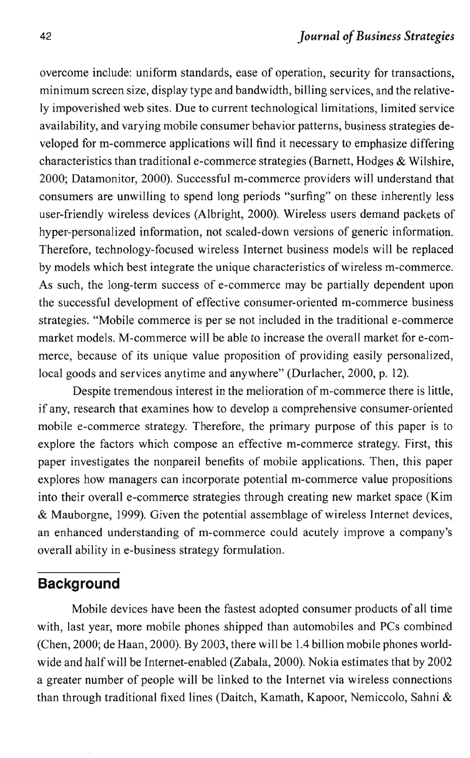overcome include: uniform standards, ease of operation, security for transactions, minimum screen size, display type and bandwidth, billing services, and the relatively impoverished web sites. Due to current technological limitations, limited service availability, and varying mobile consumer behavior patterns, business strategies developed for m-commerce applications will find it necessary to emphasize differing characteristics than traditional e-commerce strategies (Barnett, Hodges & Wilshire, 2000; Datamonitor, 2000). Successful m-commerce providers will understand that consumers are unwilling to spend long periods "surfing" on these inherently less user-friendly wireless devices (Albright, 2000). Wireless users demand packets of hyper-personalized information, not scaled-down versions of generic information. Therefore, technology-focused wireless Internet business models will be replaced by models which best integrate the unique characteristics of wireless m-commerce. As such, the long-term success of e-commerce may be partially dependent upon the successful development of effective consumer-oriented m-commerce business strategies. "Mobile commerce is per se not included in the traditional e-commerce market models. M-commerce will be able to increase the overall market for e-commerce, because of its unique value proposition of providing easily personalized, local goods and services anytime and anywhere" (Durlacher, 2000, p. 12).

Despite tremendous interest in the melioration of m-commerce there is little, if any, research that examines how to develop a comprehensive consumer-oriented mobile e-commerce strategy. Therefore, the primary purpose of this paper is to explore the factors which compose an effective m-commerce strategy. First, this paper investigates the nonpareil benefits of mobile applications. Then, this paper explores how managers can incorporate potential m-commerce value propositions into their overall e-commerce strategies through creating new market space (Kim & Mauborgne, 1999). Given the potential assemblage of wireless Internet devices, an enhanced understanding of m-commerce could acutely improve a company's overall ability in e-business strategy formulation.

## Background

Mobile devices have been the fastest adopted consumer products of all time with, last year, more mobile phones shipped than automobiles and PCs combined (Chen, 2000; de Haan, 2000). By 2003, there will be 1.4 billion mobile phones worldwide and half will be Internet-enabled (Zabala, 2000). Nokia estimates that by 2002 a greater number of people will be linked to the Internet via wireless connections than through traditional fixed lines (Daitch, Kamath, Kapoor, Nemiccolo, Sahni &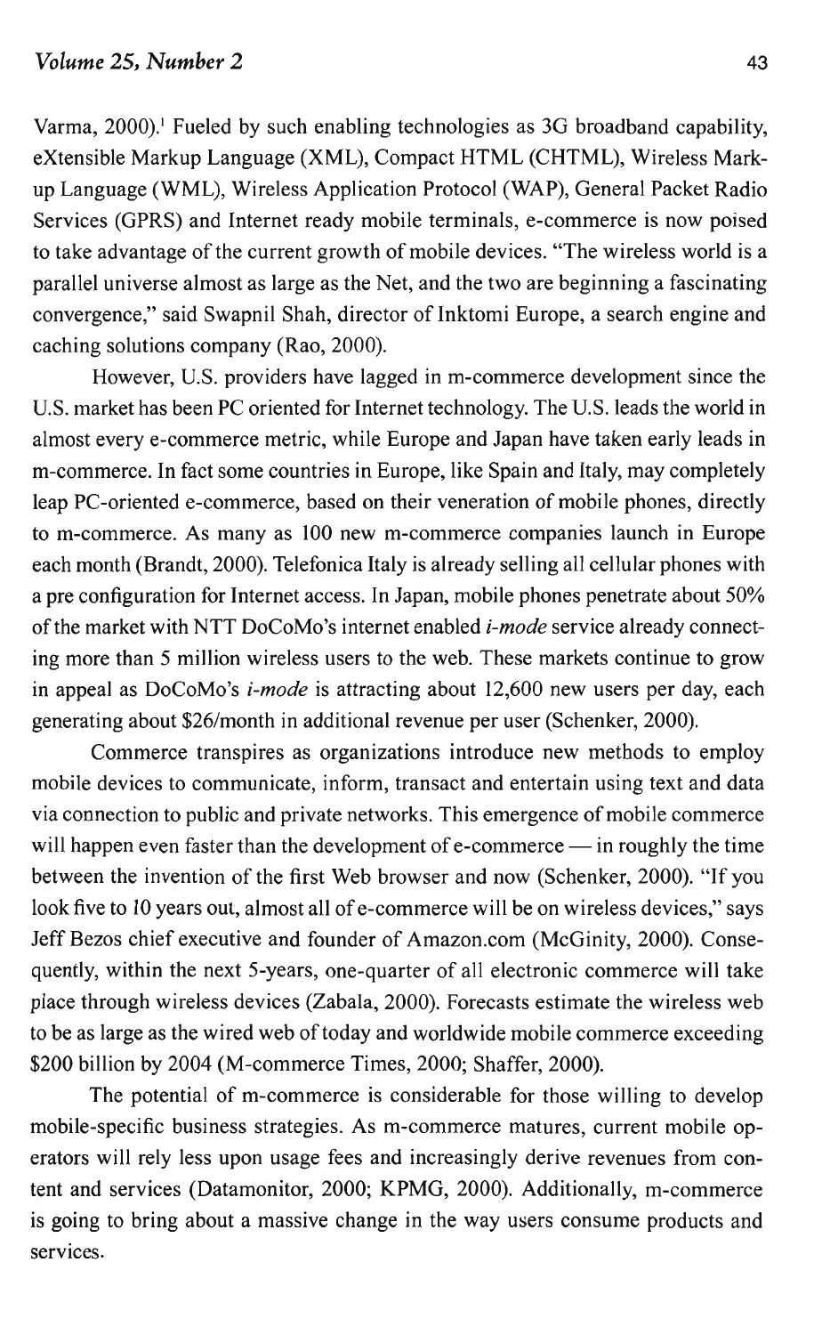Varma, 2000).[1] Fueled by such enabling technologies as 3G broadband capability, eXtensible Markup Language (XML), Compact HTML (CHTML), Wireless Markup Language (WML), Wireless Application Protocol (WAP), General Packet Radio Services (GPRS) and Internet ready mobile terminals, e-commerce is now poised to take advantage of the current growth of mobile devices. "The wireless world is a parallel universe almost as large as the Net, and the two are beginning a fascinating convergence," said Swapnil Shah, director of Inktomi Europe, a search engine and caching solutions company (Rao, 2000).

However, U.S. providers have lagged in m-commerce development since the U.S. market has been PC oriented for Internet technology. The U.S. leads the world in almost every e-commerce metric, while Europe and Japan have taken early leads in m-commerce. In fact some countries in Europe, like Spain and Italy, may completely leap PC-oriented e-commerce, based on their veneration of mobile phones, directly to m-commerce. As many as 100 new m-commerce companies launch in Europe each month (Brandt, 2000). Telefonica Italy is already selling all cellular phones with a pre configuration for Internet access. In Japan, mobile phones penetrate about 50% of the market with NTT DoCoMo's internet enabled *i-mode* service already connecting more than 5 million wireless users to the web. These markets continue to grow in appeal as DoCoMo's *i-mode* is attracting about 12,600 new users per day, each generating about $26/month in additional revenue per user (Schenker, 2000).

Commerce transpires as organizations introduce new methods to employ mobile devices to communicate, inform, transact and entertain using text and data via connection to public and private networks. This emergence of mobile commerce will happen even faster than the development of e-commerce — in roughly the time between the invention of the first Web browser and now (Schenker, 2000). "If you look five to 10 years out, almost all of e-commerce will be on wireless devices," says Jeff Bezos chief executive and founder of Amazon.com (McGinity, 2000). Consequently, within the next 5-years, one-quarter of all electronic commerce will take place through wireless devices (Zabala, 2000). Forecasts estimate the wireless web to be as large as the wired web of today and worldwide mobile commerce exceeding $200 billion by 2004 (M-commerce Times, 2000; Shaffer, 2000).

The potential of m-commerce is considerable for those willing to develop mobile-specific business strategies. As m-commerce matures, current mobile operators will rely less upon usage fees and increasingly derive revenues from content and services (Datamonitor, 2000; KPMG, 2000). Additionally, m-commerce is going to bring about a massive change in the way users consume products and services.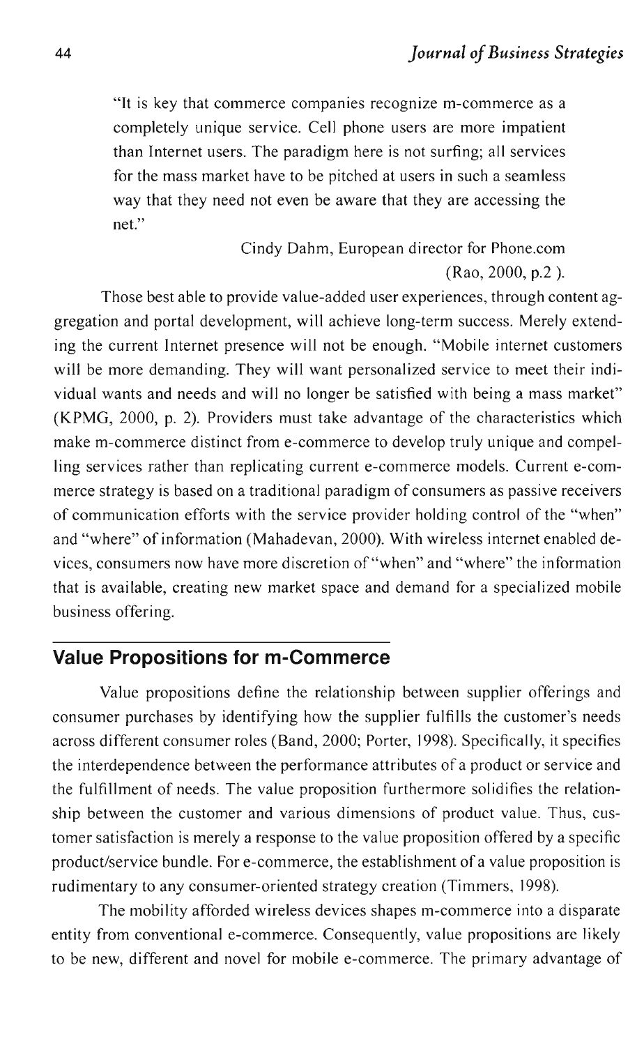> "It is key that commerce companies recognize m-commerce as a completely unique service. Cell phone users are more impatient than Internet users. The paradigm here is not surfing; all services for the mass market have to be pitched at users in such a seamless way that they need not even be aware that they are accessing the net."
>
> Cindy Dahm, European director for Phone.com
> (Rao, 2000, p.2 ).

Those best able to provide value-added user experiences, through content aggregation and portal development, will achieve long-term success. Merely extending the current Internet presence will not be enough. "Mobile internet customers will be more demanding. They will want personalized service to meet their individual wants and needs and will no longer be satisfied with being a mass market" (KPMG, 2000, p. 2). Providers must take advantage of the characteristics which make m-commerce distinct from e-commerce to develop truly unique and compelling services rather than replicating current e-commerce models. Current e-commerce strategy is based on a traditional paradigm of consumers as passive receivers of communication efforts with the service provider holding control of the "when" and "where" of information (Mahadevan, 2000). With wireless internet enabled devices, consumers now have more discretion of "when" and "where" the information that is available, creating new market space and demand for a specialized mobile business offering.

## Value Propositions for m-Commerce

Value propositions define the relationship between supplier offerings and consumer purchases by identifying how the supplier fulfills the customer's needs across different consumer roles (Band, 2000; Porter, 1998). Specifically, it specifies the interdependence between the performance attributes of a product or service and the fulfillment of needs. The value proposition furthermore solidifies the relationship between the customer and various dimensions of product value. Thus, customer satisfaction is merely a response to the value proposition offered by a specific product/service bundle. For e-commerce, the establishment of a value proposition is rudimentary to any consumer-oriented strategy creation (Timmers, 1998).

The mobility afforded wireless devices shapes m-commerce into a disparate entity from conventional e-commerce. Consequently, value propositions are likely to be new, different and novel for mobile e-commerce. The primary advantage of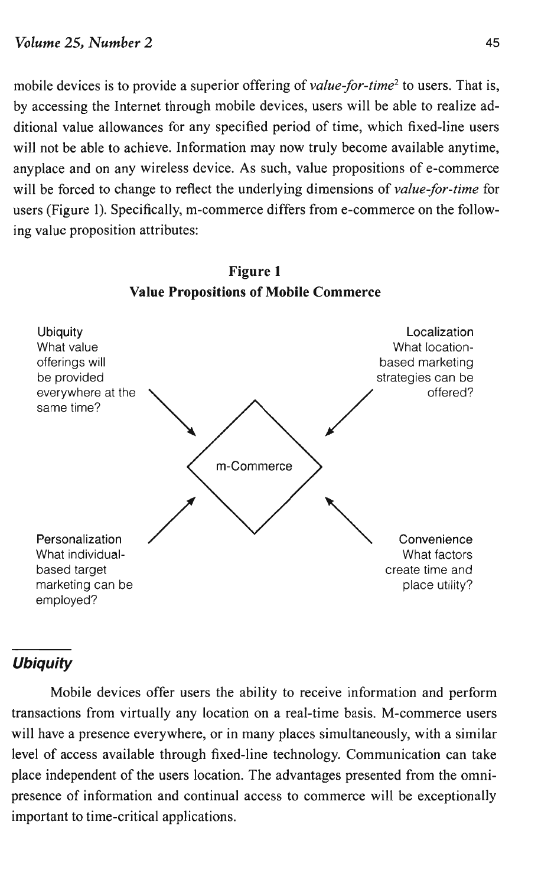mobile devices is to provide a superior offering of *value-for-time*[2] to users. That is, by accessing the Internet through mobile devices, users will be able to realize additional value allowances for any specified period of time, which fixed-line users will not be able to achieve. Information may now truly become available anytime, anyplace and on any wireless device. As such, value propositions of e-commerce will be forced to change to reflect the underlying dimensions of *value-for-time* for users (Figure 1). Specifically, m-commerce differs from e-commerce on the following value proposition attributes:

**Figure 1**
**Value Propositions of Mobile Commerce**

Ubiquity
What value offerings will be provided everywhere at the same time?

Localization
What location-based marketing strategies can be offered?

m-Commerce

Personalization
What individual-based target marketing can be employed?

Convenience
What factors create time and place utility?

### *Ubiquity*

Mobile devices offer users the ability to receive information and perform transactions from virtually any location on a real-time basis. M-commerce users will have a presence everywhere, or in many places simultaneously, with a similar level of access available through fixed-line technology. Communication can take place independent of the users location. The advantages presented from the omnipresence of information and continual access to commerce will be exceptionally important to time-critical applications.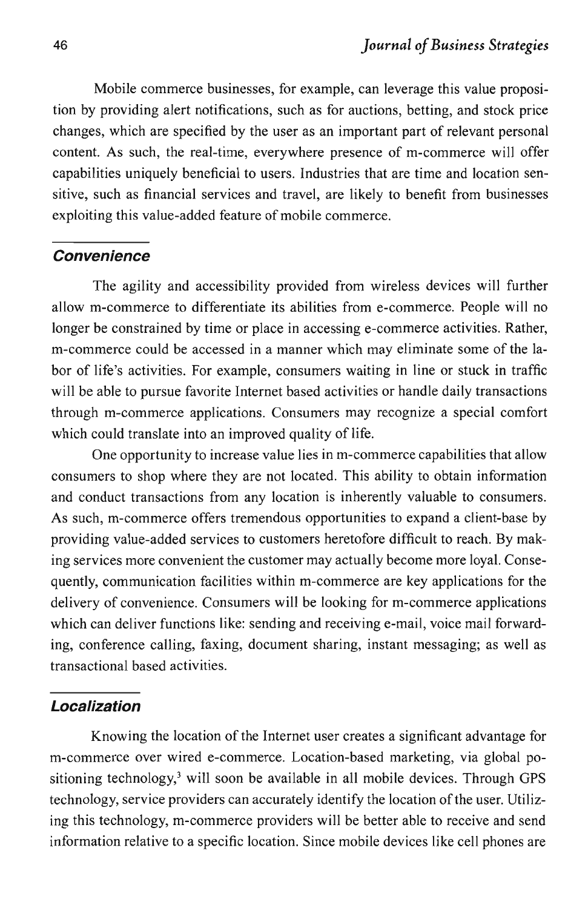Mobile commerce businesses, for example, can leverage this value proposition by providing alert notifications, such as for auctions, betting, and stock price changes, which are specified by the user as an important part of relevant personal content. As such, the real-time, everywhere presence of m-commerce will offer capabilities uniquely beneficial to users. Industries that are time and location sensitive, such as financial services and travel, are likely to benefit from businesses exploiting this value-added feature of mobile commerce.

### *Convenience*

The agility and accessibility provided from wireless devices will further allow m-commerce to differentiate its abilities from e-commerce. People will no longer be constrained by time or place in accessing e-commerce activities. Rather, m-commerce could be accessed in a manner which may eliminate some of the labor of life's activities. For example, consumers waiting in line or stuck in traffic will be able to pursue favorite Internet based activities or handle daily transactions through m-commerce applications. Consumers may recognize a special comfort which could translate into an improved quality of life.

One opportunity to increase value lies in m-commerce capabilities that allow consumers to shop where they are not located. This ability to obtain information and conduct transactions from any location is inherently valuable to consumers. As such, m-commerce offers tremendous opportunities to expand a client-base by providing value-added services to customers heretofore difficult to reach. By making services more convenient the customer may actually become more loyal. Consequently, communication facilities within m-commerce are key applications for the delivery of convenience. Consumers will be looking for m-commerce applications which can deliver functions like: sending and receiving e-mail, voice mail forwarding, conference calling, faxing, document sharing, instant messaging; as well as transactional based activities.

### *Localization*

Knowing the location of the Internet user creates a significant advantage for m-commerce over wired e-commerce. Location-based marketing, via global positioning technology,[3] will soon be available in all mobile devices. Through GPS technology, service providers can accurately identify the location of the user. Utilizing this technology, m-commerce providers will be better able to receive and send information relative to a specific location. Since mobile devices like cell phones are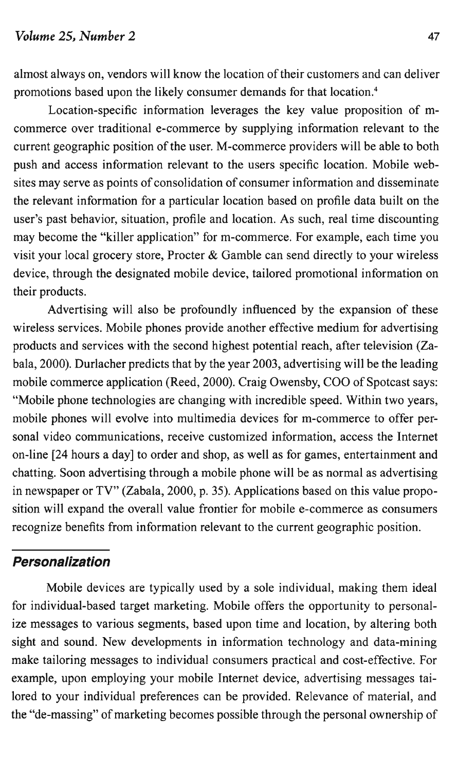almost always on, vendors will know the location of their customers and can deliver promotions based upon the likely consumer demands for that location.[4]

Location-specific information leverages the key value proposition of m-commerce over traditional e-commerce by supplying information relevant to the current geographic position of the user. M-commerce providers will be able to both push and access information relevant to the users specific location. Mobile websites may serve as points of consolidation of consumer information and disseminate the relevant information for a particular location based on profile data built on the user's past behavior, situation, profile and location. As such, real time discounting may become the "killer application" for m-commerce. For example, each time you visit your local grocery store, Procter & Gamble can send directly to your wireless device, through the designated mobile device, tailored promotional information on their products.

Advertising will also be profoundly influenced by the expansion of these wireless services. Mobile phones provide another effective medium for advertising products and services with the second highest potential reach, after television (Zabala, 2000). Durlacher predicts that by the year 2003, advertising will be the leading mobile commerce application (Reed, 2000). Craig Owensby, COO of Spotcast says: "Mobile phone technologies are changing with incredible speed. Within two years, mobile phones will evolve into multimedia devices for m-commerce to offer personal video communications, receive customized information, access the Internet on-line [24 hours a day] to order and shop, as well as for games, entertainment and chatting. Soon advertising through a mobile phone will be as normal as advertising in newspaper or TV" (Zabala, 2000, p. 35). Applications based on this value proposition will expand the overall value frontier for mobile e-commerce as consumers recognize benefits from information relevant to the current geographic position.

## Personalization

Mobile devices are typically used by a sole individual, making them ideal for individual-based target marketing. Mobile offers the opportunity to personalize messages to various segments, based upon time and location, by altering both sight and sound. New developments in information technology and data-mining make tailoring messages to individual consumers practical and cost-effective. For example, upon employing your mobile Internet device, advertising messages tailored to your individual preferences can be provided. Relevance of material, and the "de-massing" of marketing becomes possible through the personal ownership of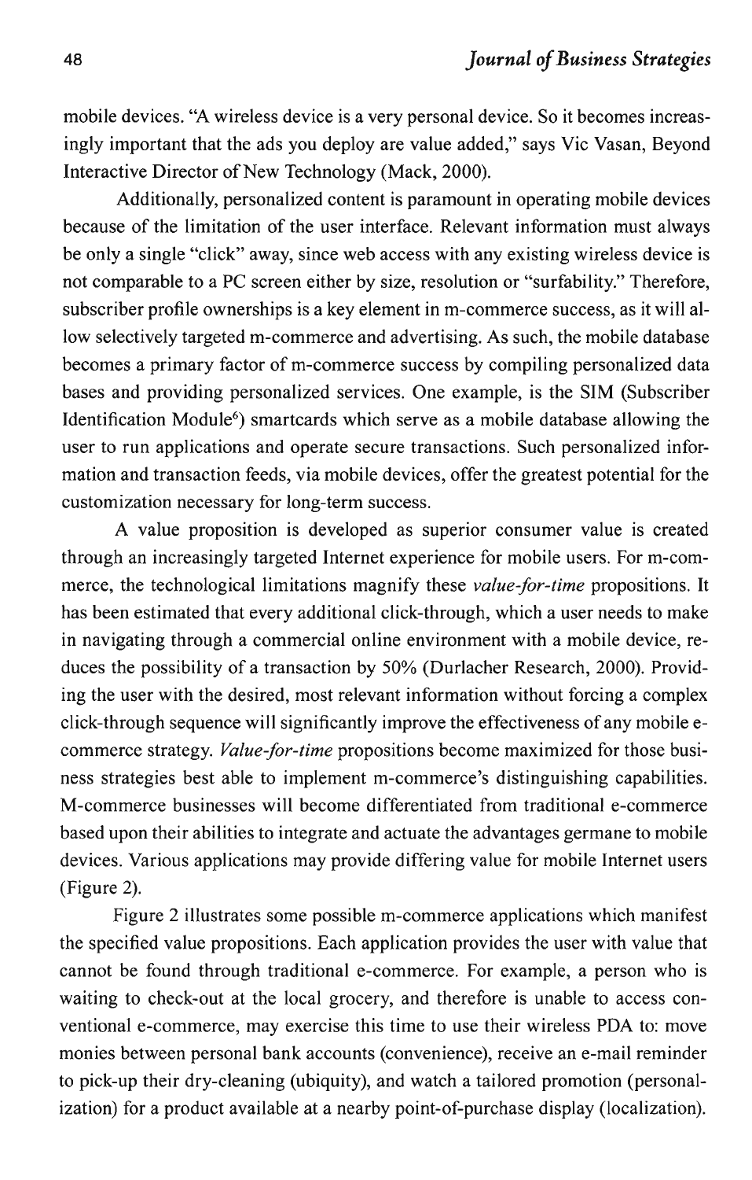mobile devices. "A wireless device is a very personal device. So it becomes increasingly important that the ads you deploy are value added," says Vic Vasan, Beyond Interactive Director of New Technology (Mack, 2000).

Additionally, personalized content is paramount in operating mobile devices because of the limitation of the user interface. Relevant information must always be only a single "click" away, since web access with any existing wireless device is not comparable to a PC screen either by size, resolution or "surfability." Therefore, subscriber profile ownerships is a key element in m-commerce success, as it will allow selectively targeted m-commerce and advertising. As such, the mobile database becomes a primary factor of m-commerce success by compiling personalized data bases and providing personalized services. One example, is the SIM (Subscriber Identification Module[6]) smartcards which serve as a mobile database allowing the user to run applications and operate secure transactions. Such personalized information and transaction feeds, via mobile devices, offer the greatest potential for the customization necessary for long-term success.

A value proposition is developed as superior consumer value is created through an increasingly targeted Internet experience for mobile users. For m-commerce, the technological limitations magnify these *value-for-time* propositions. It has been estimated that every additional click-through, which a user needs to make in navigating through a commercial online environment with a mobile device, reduces the possibility of a transaction by 50% (Durlacher Research, 2000). Providing the user with the desired, most relevant information without forcing a complex click-through sequence will significantly improve the effectiveness of any mobile e-commerce strategy. *Value-for-time* propositions become maximized for those business strategies best able to implement m-commerce's distinguishing capabilities. M-commerce businesses will become differentiated from traditional e-commerce based upon their abilities to integrate and actuate the advantages germane to mobile devices. Various applications may provide differing value for mobile Internet users (Figure 2).

Figure 2 illustrates some possible m-commerce applications which manifest the specified value propositions. Each application provides the user with value that cannot be found through traditional e-commerce. For example, a person who is waiting to check-out at the local grocery, and therefore is unable to access conventional e-commerce, may exercise this time to use their wireless PDA to: move monies between personal bank accounts (convenience), receive an e-mail reminder to pick-up their dry-cleaning (ubiquity), and watch a tailored promotion (personalization) for a product available at a nearby point-of-purchase display (localization).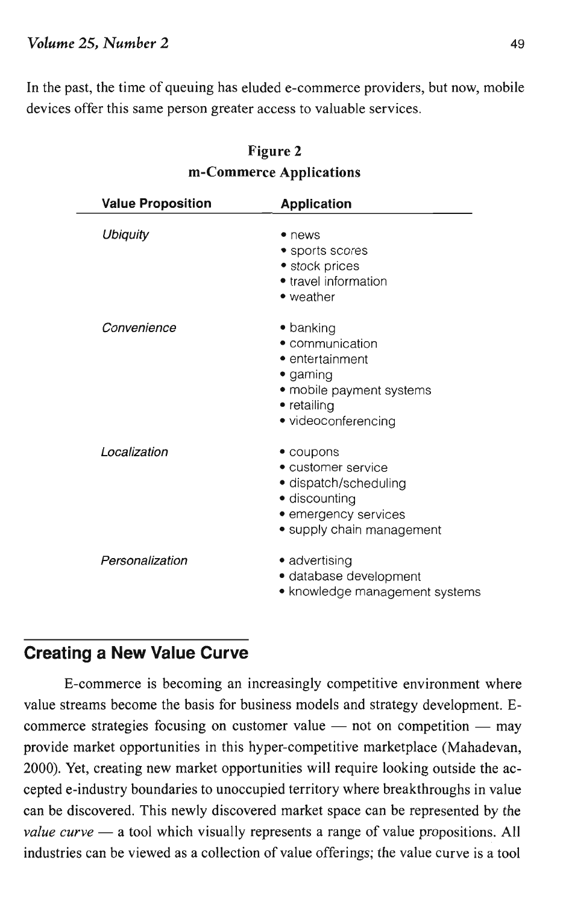In the past, the time of queuing has eluded e-commerce providers, but now, mobile devices offer this same person greater access to valuable services.

**Figure 2**
**m-Commerce Applications**

| Value Proposition | Application |
| --- | --- |
| *Ubiquity* | • news<br>• sports scores<br>• stock prices<br>• travel information<br>• weather |
| *Convenience* | • banking<br>• communication<br>• entertainment<br>• gaming<br>• mobile payment systems<br>• retailing<br>• videoconferencing |
| *Localization* | • coupons<br>• customer service<br>• dispatch/scheduling<br>• discounting<br>• emergency services<br>• supply chain management |
| *Personalization* | • advertising<br>• database development<br>• knowledge management systems |

## Creating a New Value Curve

E-commerce is becoming an increasingly competitive environment where value streams become the basis for business models and strategy development. E-commerce strategies focusing on customer value — not on competition — may provide market opportunities in this hyper-competitive marketplace (Mahadevan, 2000). Yet, creating new market opportunities will require looking outside the accepted e-industry boundaries to unoccupied territory where breakthroughs in value can be discovered. This newly discovered market space can be represented by the *value curve* — a tool which visually represents a range of value propositions. All industries can be viewed as a collection of value offerings; the value curve is a tool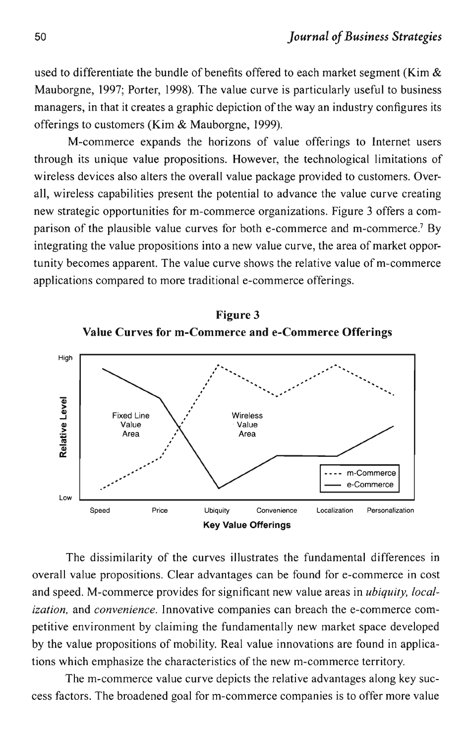used to differentiate the bundle of benefits offered to each market segment (Kim & Mauborgne, 1997; Porter, 1998). The value curve is particularly useful to business managers, in that it creates a graphic depiction of the way an industry configures its offerings to customers (Kim & Mauborgne, 1999).

M-commerce expands the horizons of value offerings to Internet users through its unique value propositions. However, the technological limitations of wireless devices also alters the overall value package provided to customers. Overall, wireless capabilities present the potential to advance the value curve creating new strategic opportunities for m-commerce organizations. Figure 3 offers a comparison of the plausible value curves for both e-commerce and m-commerce.[7] By integrating the value propositions into a new value curve, the area of market opportunity becomes apparent. The value curve shows the relative value of m-commerce applications compared to more traditional e-commerce offerings.

**Figure 3**
**Value Curves for m-Commerce and e-Commerce Offerings**

High

Relative Level

Fixed Line Value Area

Wireless Value Area

m-Commerce
e-Commerce

Low

Speed | Price | Ubiquity | Convenience | Localization | Personalization

**Key Value Offerings**

The dissimilarity of the curves illustrates the fundamental differences in overall value propositions. Clear advantages can be found for e-commerce in cost and speed. M-commerce provides for significant new value areas in *ubiquity, localization,* and *convenience.* Innovative companies can breach the e-commerce competitive environment by claiming the fundamentally new market space developed by the value propositions of mobility. Real value innovations are found in applications which emphasize the characteristics of the new m-commerce territory.

The m-commerce value curve depicts the relative advantages along key success factors. The broadened goal for m-commerce companies is to offer more value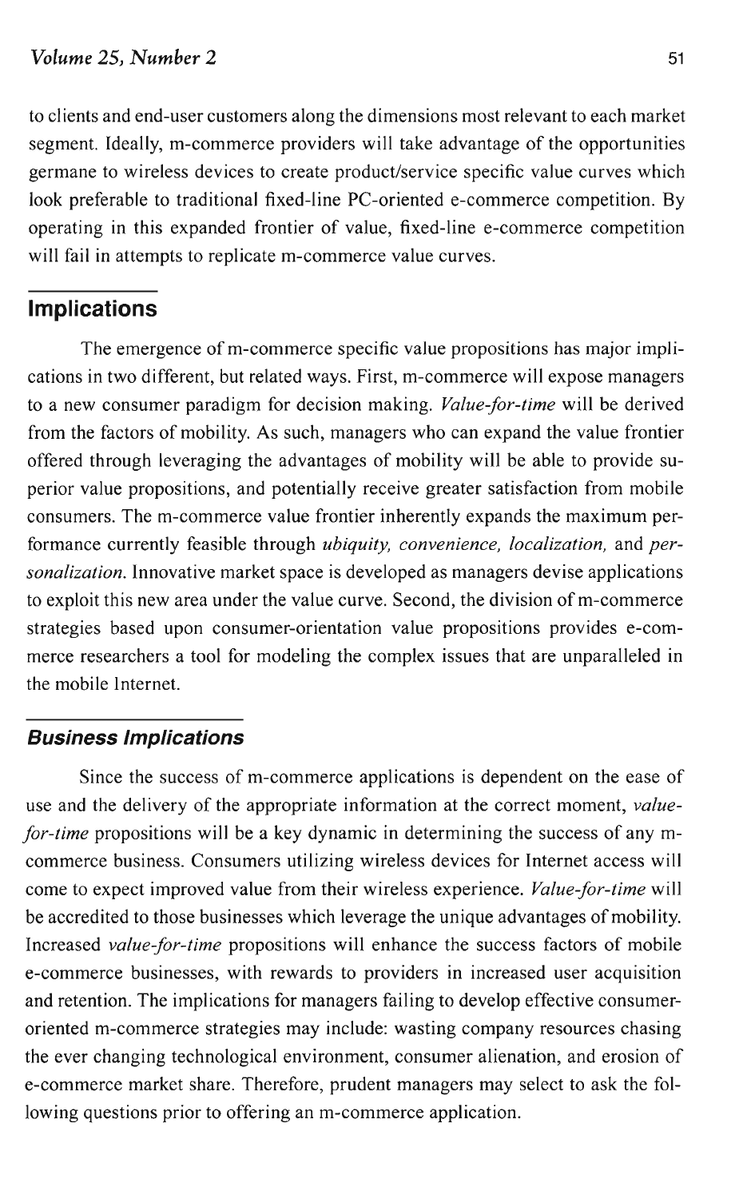to clients and end-user customers along the dimensions most relevant to each market segment. Ideally, m-commerce providers will take advantage of the opportunities germane to wireless devices to create product/service specific value curves which look preferable to traditional fixed-line PC-oriented e-commerce competition. By operating in this expanded frontier of value, fixed-line e-commerce competition will fail in attempts to replicate m-commerce value curves.

## Implications

The emergence of m-commerce specific value propositions has major implications in two different, but related ways. First, m-commerce will expose managers to a new consumer paradigm for decision making. *Value-for-time* will be derived from the factors of mobility. As such, managers who can expand the value frontier offered through leveraging the advantages of mobility will be able to provide superior value propositions, and potentially receive greater satisfaction from mobile consumers. The m-commerce value frontier inherently expands the maximum performance currently feasible through *ubiquity, convenience, localization,* and *personalization.* Innovative market space is developed as managers devise applications to exploit this new area under the value curve. Second, the division of m-commerce strategies based upon consumer-orientation value propositions provides e-commerce researchers a tool for modeling the complex issues that are unparalleled in the mobile Internet.

### *Business Implications*

Since the success of m-commerce applications is dependent on the ease of use and the delivery of the appropriate information at the correct moment, *value-for-time* propositions will be a key dynamic in determining the success of any m-commerce business. Consumers utilizing wireless devices for Internet access will come to expect improved value from their wireless experience. *Value-for-time* will be accredited to those businesses which leverage the unique advantages of mobility. Increased *value-for-time* propositions will enhance the success factors of mobile e-commerce businesses, with rewards to providers in increased user acquisition and retention. The implications for managers failing to develop effective consumer-oriented m-commerce strategies may include: wasting company resources chasing the ever changing technological environment, consumer alienation, and erosion of e-commerce market share. Therefore, prudent managers may select to ask the following questions prior to offering an m-commerce application.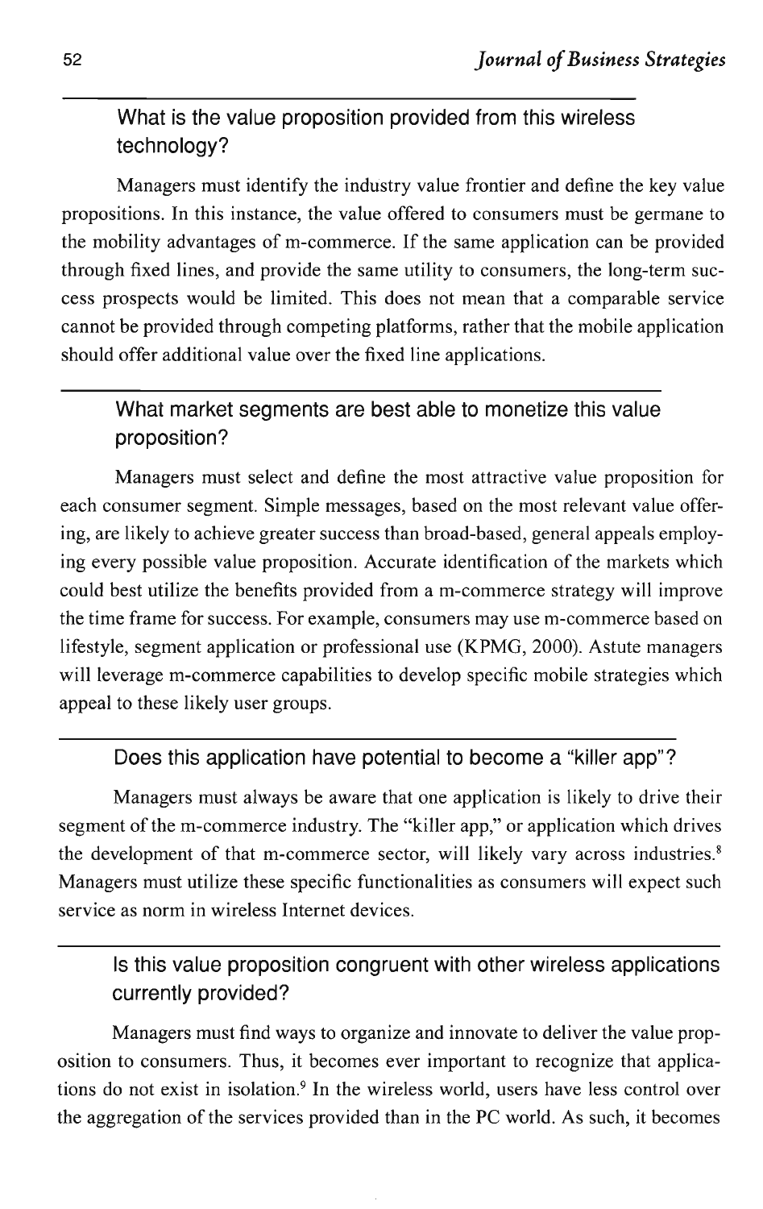### What is the value proposition provided from this wireless technology?

Managers must identify the industry value frontier and define the key value propositions. In this instance, the value offered to consumers must be germane to the mobility advantages of m-commerce. If the same application can be provided through fixed lines, and provide the same utility to consumers, the long-term success prospects would be limited. This does not mean that a comparable service cannot be provided through competing platforms, rather that the mobile application should offer additional value over the fixed line applications.

### What market segments are best able to monetize this value proposition?

Managers must select and define the most attractive value proposition for each consumer segment. Simple messages, based on the most relevant value offering, are likely to achieve greater success than broad-based, general appeals employing every possible value proposition. Accurate identification of the markets which could best utilize the benefits provided from a m-commerce strategy will improve the time frame for success. For example, consumers may use m-commerce based on lifestyle, segment application or professional use (KPMG, 2000). Astute managers will leverage m-commerce capabilities to develop specific mobile strategies which appeal to these likely user groups.

### Does this application have potential to become a "killer app"?

Managers must always be aware that one application is likely to drive their segment of the m-commerce industry. The "killer app," or application which drives the development of that m-commerce sector, will likely vary across industries.[8] Managers must utilize these specific functionalities as consumers will expect such service as norm in wireless Internet devices.

### Is this value proposition congruent with other wireless applications currently provided?

Managers must find ways to organize and innovate to deliver the value proposition to consumers. Thus, it becomes ever important to recognize that applications do not exist in isolation.[9] In the wireless world, users have less control over the aggregation of the services provided than in the PC world. As such, it becomes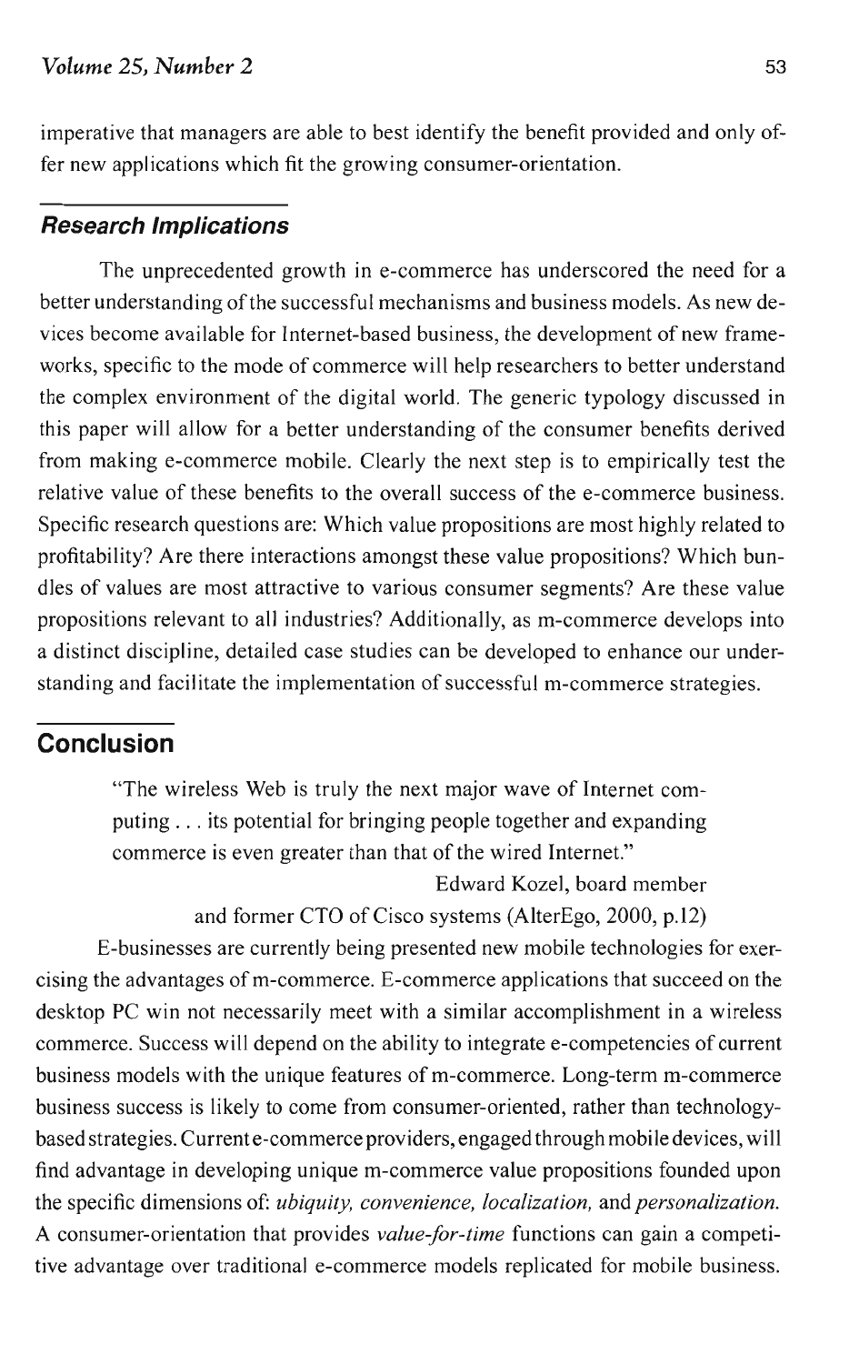imperative that managers are able to best identify the benefit provided and only offer new applications which fit the growing consumer-orientation.

## Research Implications

The unprecedented growth in e-commerce has underscored the need for a better understanding of the successful mechanisms and business models. As new devices become available for Internet-based business, the development of new frameworks, specific to the mode of commerce will help researchers to better understand the complex environment of the digital world. The generic typology discussed in this paper will allow for a better understanding of the consumer benefits derived from making e-commerce mobile. Clearly the next step is to empirically test the relative value of these benefits to the overall success of the e-commerce business. Specific research questions are: Which value propositions are most highly related to profitability? Are there interactions amongst these value propositions? Which bundles of values are most attractive to various consumer segments? Are these value propositions relevant to all industries? Additionally, as m-commerce develops into a distinct discipline, detailed case studies can be developed to enhance our understanding and facilitate the implementation of successful m-commerce strategies.

# Conclusion

> "The wireless Web is truly the next major wave of Internet computing . . . its potential for bringing people together and expanding commerce is even greater than that of the wired Internet."
>
> Edward Kozel, board member
> and former CTO of Cisco systems (AlterEgo, 2000, p.12)

E-businesses are currently being presented new mobile technologies for exercising the advantages of m-commerce. E-commerce applications that succeed on the desktop PC win not necessarily meet with a similar accomplishment in a wireless commerce. Success will depend on the ability to integrate e-competencies of current business models with the unique features of m-commerce. Long-term m-commerce business success is likely to come from consumer-oriented, rather than technology-based strategies. Current e-commerce providers, engaged through mobile devices, will find advantage in developing unique m-commerce value propositions founded upon the specific dimensions of: *ubiquity, convenience, localization,* and *personalization.* A consumer-orientation that provides *value-for-time* functions can gain a competitive advantage over traditional e-commerce models replicated for mobile business.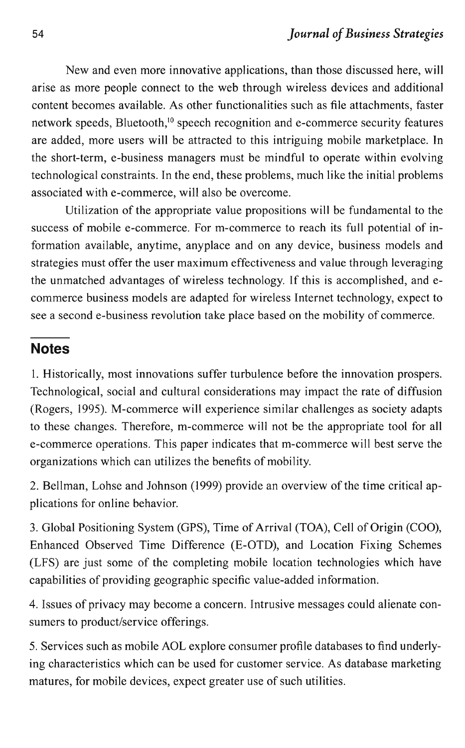New and even more innovative applications, than those discussed here, will arise as more people connect to the web through wireless devices and additional content becomes available. As other functionalities such as file attachments, faster network speeds, Bluetooth,[10] speech recognition and e-commerce security features are added, more users will be attracted to this intriguing mobile marketplace. In the short-term, e-business managers must be mindful to operate within evolving technological constraints. In the end, these problems, much like the initial problems associated with e-commerce, will also be overcome.

Utilization of the appropriate value propositions will be fundamental to the success of mobile e-commerce. For m-commerce to reach its full potential of information available, anytime, anyplace and on any device, business models and strategies must offer the user maximum effectiveness and value through leveraging the unmatched advantages of wireless technology. If this is accomplished, and e-commerce business models are adapted for wireless Internet technology, expect to see a second e-business revolution take place based on the mobility of commerce.

## Notes

1. Historically, most innovations suffer turbulence before the innovation prospers. Technological, social and cultural considerations may impact the rate of diffusion (Rogers, 1995). M-commerce will experience similar challenges as society adapts to these changes. Therefore, m-commerce will not be the appropriate tool for all e-commerce operations. This paper indicates that m-commerce will best serve the organizations which can utilizes the benefits of mobility.

2. Bellman, Lohse and Johnson (1999) provide an overview of the time critical applications for online behavior.

3. Global Positioning System (GPS), Time of Arrival (TOA), Cell of Origin (COO), Enhanced Observed Time Difference (E-OTD), and Location Fixing Schemes (LFS) are just some of the completing mobile location technologies which have capabilities of providing geographic specific value-added information.

4. Issues of privacy may become a concern. Intrusive messages could alienate consumers to product/service offerings.

5. Services such as mobile AOL explore consumer profile databases to find underlying characteristics which can be used for customer service. As database marketing matures, for mobile devices, expect greater use of such utilities.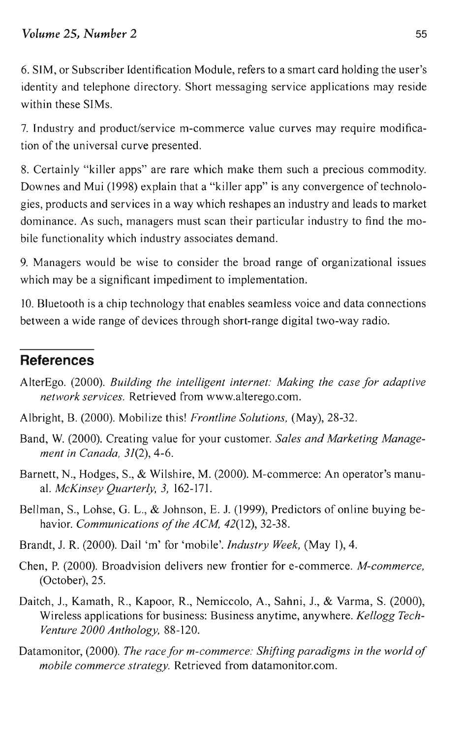6. SIM, or Subscriber Identification Module, refers to a smart card holding the user's identity and telephone directory. Short messaging service applications may reside within these SIMs.

7. Industry and product/service m-commerce value curves may require modification of the universal curve presented.

8. Certainly "killer apps" are rare which make them such a precious commodity. Downes and Mui (1998) explain that a "killer app" is any convergence of technologies, products and services in a way which reshapes an industry and leads to market dominance. As such, managers must scan their particular industry to find the mobile functionality which industry associates demand.

9. Managers would be wise to consider the broad range of organizational issues which may be a significant impediment to implementation.

10. Bluetooth is a chip technology that enables seamless voice and data connections between a wide range of devices through short-range digital two-way radio.

## References

AlterEgo. (2000). *Building the intelligent internet: Making the case for adaptive network services.* Retrieved from www.alterego.com.

Albright, B. (2000). Mobilize this! *Frontline Solutions,* (May), 28-32.

Band, W. (2000). Creating value for your customer. *Sales and Marketing Management in Canada, 31*(2), 4-6.

Barnett, N., Hodges, S., & Wilshire, M. (2000). M-commerce: An operator's manual. *McKinsey Quarterly, 3,* 162-171.

Bellman, S., Lohse, G. L., & Johnson, E. J. (1999), Predictors of online buying behavior. *Communications of the ACM, 42*(12), 32-38.

Brandt, J. R. (2000). Dail 'm' for 'mobile'. *Industry Week,* (May 1), 4.

Chen, P. (2000). Broadvision delivers new frontier for e-commerce. *M-commerce,* (October), 25.

Daitch, J., Kamath, R., Kapoor, R., Nemiccolo, A., Sahni, J., & Varma, S. (2000), Wireless applications for business: Business anytime, anywhere. *Kellogg TechVenture 2000 Anthology,* 88-120.

Datamonitor, (2000). *The race for m-commerce: Shifting paradigms in the world of mobile commerce strategy.* Retrieved from datamonitor.com.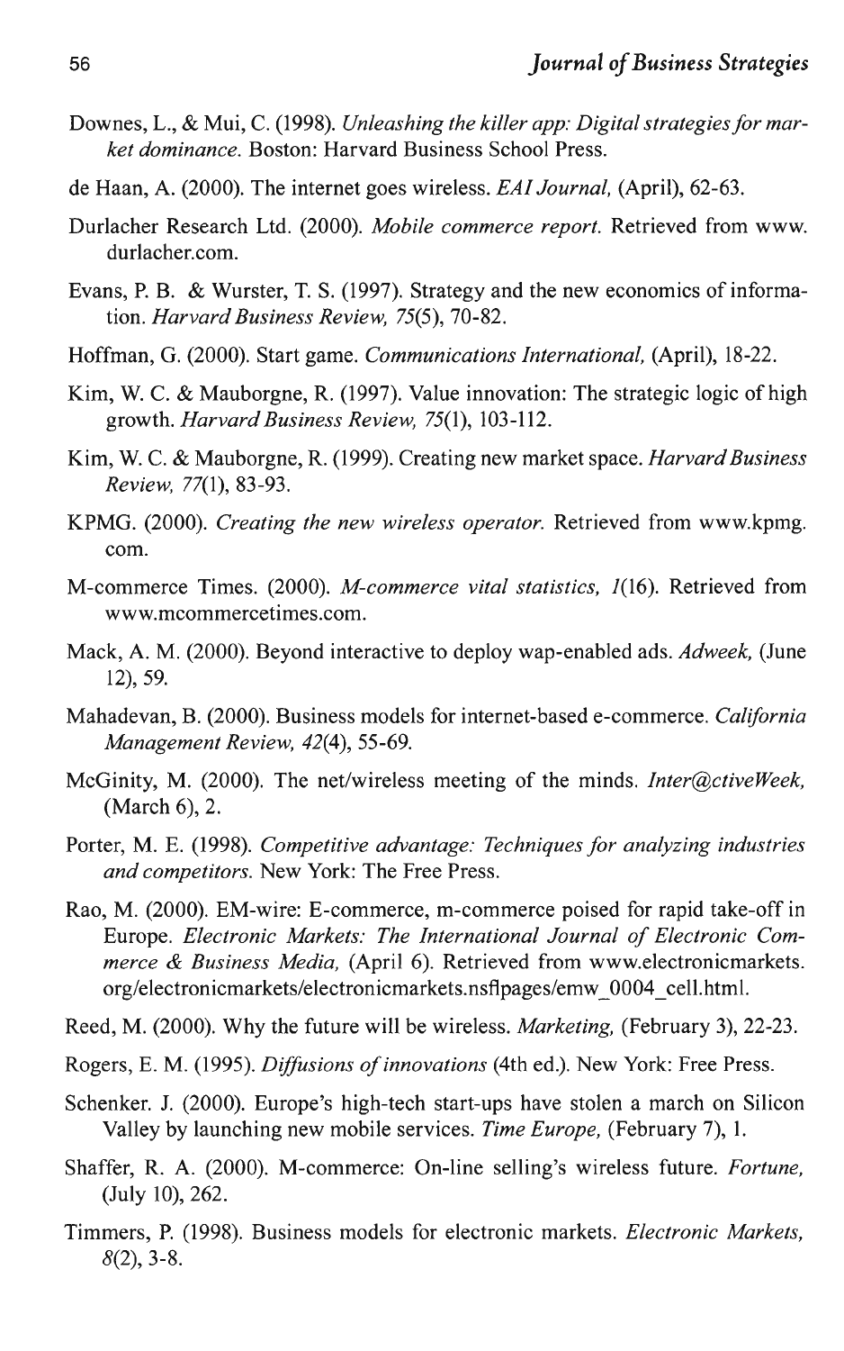Downes, L., & Mui, C. (1998). *Unleashing the killer app: Digital strategies for market dominance.* Boston: Harvard Business School Press.

de Haan, A. (2000). The internet goes wireless. *EAI Journal,* (April), 62-63.

Durlacher Research Ltd. (2000). *Mobile commerce report.* Retrieved from www.durlacher.com.

Evans, P. B. & Wurster, T. S. (1997). Strategy and the new economics of information. *Harvard Business Review, 75*(5), 70-82.

Hoffman, G. (2000). Start game. *Communications International,* (April), 18-22.

Kim, W. C. & Mauborgne, R. (1997). Value innovation: The strategic logic of high growth. *Harvard Business Review, 75*(1), 103-112.

Kim, W. C. & Mauborgne, R. (1999). Creating new market space. *Harvard Business Review, 77*(1), 83-93.

KPMG. (2000). *Creating the new wireless operator.* Retrieved from www.kpmg.com.

M-commerce Times. (2000). *M-commerce vital statistics, 1*(16). Retrieved from www.mcommercetimes.com.

Mack, A. M. (2000). Beyond interactive to deploy wap-enabled ads. *Adweek,* (June 12), 59.

Mahadevan, B. (2000). Business models for internet-based e-commerce. *California Management Review, 42*(4), 55-69.

McGinity, M. (2000). The net/wireless meeting of the minds. *Inter@ctiveWeek,* (March 6), 2.

Porter, M. E. (1998). *Competitive advantage: Techniques for analyzing industries and competitors.* New York: The Free Press.

Rao, M. (2000). EM-wire: E-commerce, m-commerce poised for rapid take-off in Europe. *Electronic Markets: The International Journal of Electronic Commerce & Business Media,* (April 6). Retrieved from www.electronicmarkets.org/electronicmarkets/electronicmarkets.nsflpages/emw_0004_cell.html.

Reed, M. (2000). Why the future will be wireless. *Marketing,* (February 3), 22-23.

Rogers, E. M. (1995). *Diffusions of innovations* (4th ed.). New York: Free Press.

Schenker. J. (2000). Europe's high-tech start-ups have stolen a march on Silicon Valley by launching new mobile services. *Time Europe,* (February 7), 1.

Shaffer, R. A. (2000). M-commerce: On-line selling's wireless future. *Fortune,* (July 10), 262.

Timmers, P. (1998). Business models for electronic markets. *Electronic Markets, 8*(2), 3-8.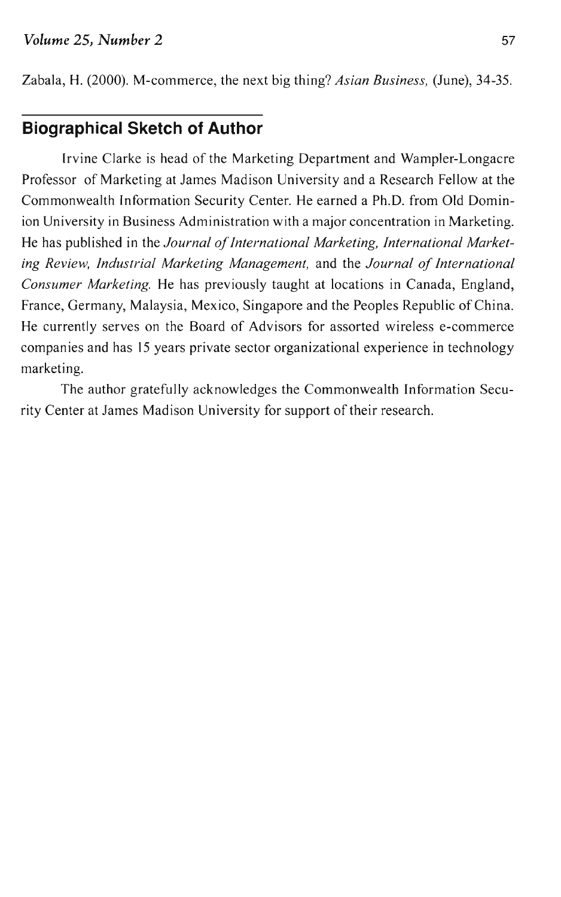Zabala, H. (2000). M-commerce, the next big thing? *Asian Business,* (June), 34-35.

## Biographical Sketch of Author

Irvine Clarke is head of the Marketing Department and Wampler-Longacre Professor of Marketing at James Madison University and a Research Fellow at the Commonwealth Information Security Center. He earned a Ph.D. from Old Dominion University in Business Administration with a major concentration in Marketing. He has published in the *Journal of International Marketing, International Marketing Review, Industrial Marketing Management,* and the *Journal of International Consumer Marketing.* He has previously taught at locations in Canada, England, France, Germany, Malaysia, Mexico, Singapore and the Peoples Republic of China. He currently serves on the Board of Advisors for assorted wireless e-commerce companies and has 15 years private sector organizational experience in technology marketing.

The author gratefully acknowledges the Commonwealth Information Security Center at James Madison University for support of their research.